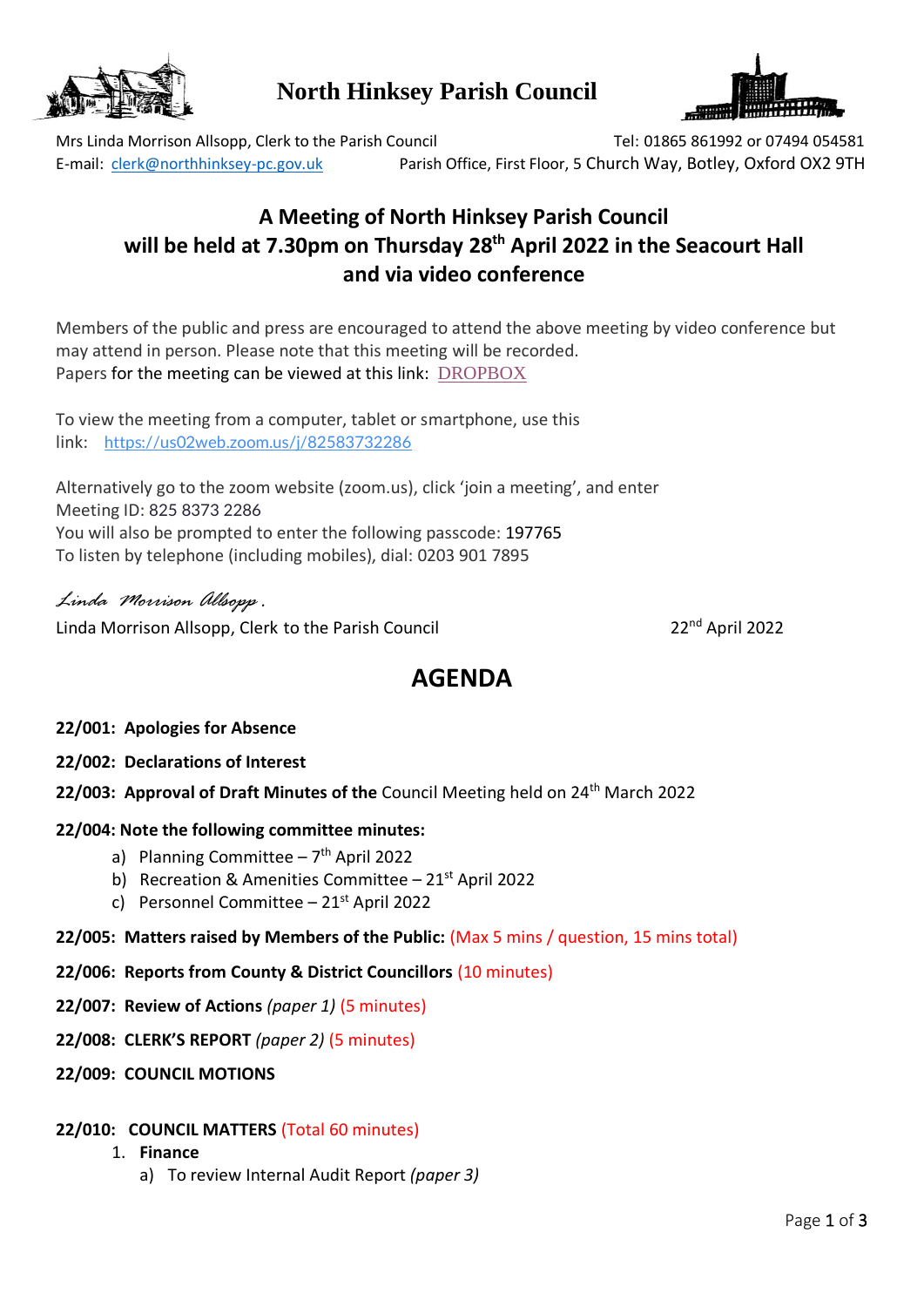# North Hinksey Parish Council

Mrs Linda Morrison Allsopp, Clerk to the Parish Council
Tel: 01865 861992 or 07494 054581
E-mail: clerk@northhinksey-pc.gov.uk
Parish Office, First Floor, 5 Church Way, Botley, Oxford OX2 9TH

## A Meeting of North Hinksey Parish Council will be held at 7.30pm on Thursday 28th April 2022 in the Seacourt Hall and via video conference

Members of the public and press are encouraged to attend the above meeting by video conference but may attend in person. Please note that this meeting will be recorded.
Papers for the meeting can be viewed at this link: DROPBOX

To view the meeting from a computer, tablet or smartphone, use this link: https://us02web.zoom.us/j/82583732286

Alternatively go to the zoom website (zoom.us), click 'join a meeting', and enter
Meeting ID: 825 8373 2286
You will also be prompted to enter the following passcode: 197765
To listen by telephone (including mobiles), dial: 0203 901 7895

*Linda Morrison Allsopp.*
Linda Morrison Allsopp, Clerk to the Parish Council
22nd April 2022

## AGENDA

**22/001: Apologies for Absence**

**22/002: Declarations of Interest**

**22/003: Approval of Draft Minutes of the** Council Meeting held on 24th March 2022

**22/004: Note the following committee minutes:**

a) Planning Committee – 7th April 2022
b) Recreation & Amenities Committee – 21st April 2022
c) Personnel Committee – 21st April 2022

**22/005: Matters raised by Members of the Public:** (Max 5 mins / question, 15 mins total)

**22/006: Reports from County & District Councillors** (10 minutes)

**22/007: Review of Actions** *(paper 1)* (5 minutes)

**22/008: CLERK'S REPORT** *(paper 2)* (5 minutes)

**22/009: COUNCIL MOTIONS**

**22/010: COUNCIL MATTERS** (Total 60 minutes)

1. **Finance**
   a) To review Internal Audit Report *(paper 3)*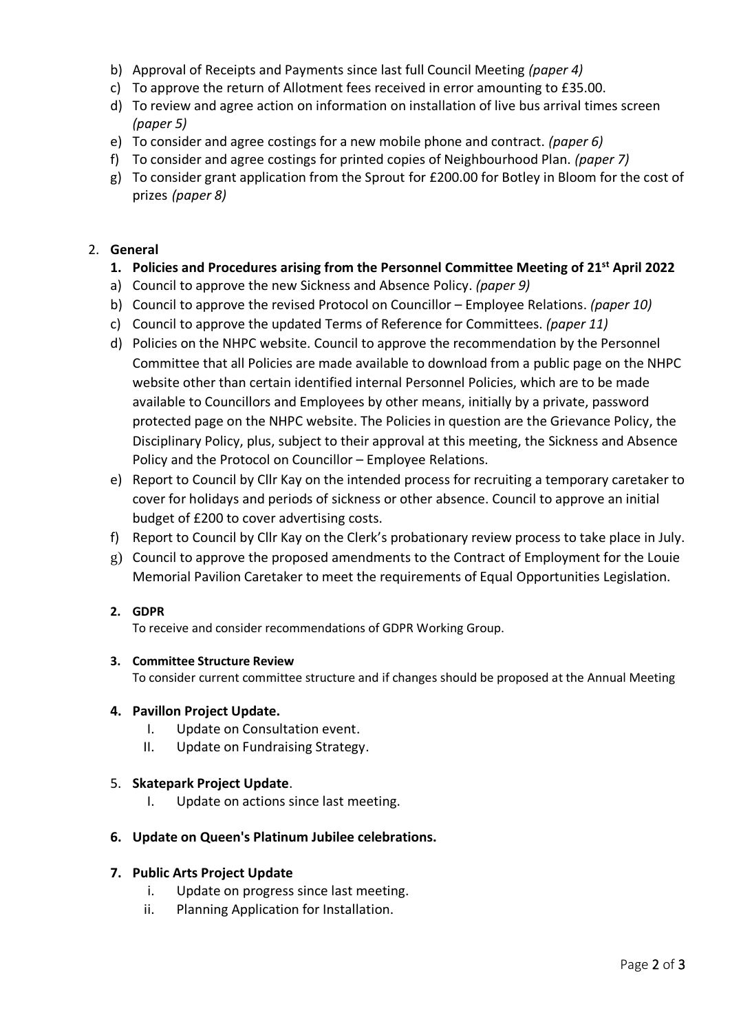b) Approval of Receipts and Payments since last full Council Meeting *(paper 4)*
c) To approve the return of Allotment fees received in error amounting to £35.00.
d) To review and agree action on information on installation of live bus arrival times screen *(paper 5)*
e) To consider and agree costings for a new mobile phone and contract. *(paper 6)*
f) To consider and agree costings for printed copies of Neighbourhood Plan. *(paper 7)*
g) To consider grant application from the Sprout for £200.00 for Botley in Bloom for the cost of prizes *(paper 8)*

2. **General**

**1. Policies and Procedures arising from the Personnel Committee Meeting of 21st April 2022**

a) Council to approve the new Sickness and Absence Policy. *(paper 9)*
b) Council to approve the revised Protocol on Councillor – Employee Relations. *(paper 10)*
c) Council to approve the updated Terms of Reference for Committees. *(paper 11)*
d) Policies on the NHPC website. Council to approve the recommendation by the Personnel Committee that all Policies are made available to download from a public page on the NHPC website other than certain identified internal Personnel Policies, which are to be made available to Councillors and Employees by other means, initially by a private, password protected page on the NHPC website. The Policies in question are the Grievance Policy, the Disciplinary Policy, plus, subject to their approval at this meeting, the Sickness and Absence Policy and the Protocol on Councillor – Employee Relations.
e) Report to Council by Cllr Kay on the intended process for recruiting a temporary caretaker to cover for holidays and periods of sickness or other absence. Council to approve an initial budget of £200 to cover advertising costs.
f) Report to Council by Cllr Kay on the Clerk's probationary review process to take place in July.
g) Council to approve the proposed amendments to the Contract of Employment for the Louie Memorial Pavilion Caretaker to meet the requirements of Equal Opportunities Legislation.

**2. GDPR**

To receive and consider recommendations of GDPR Working Group.

**3. Committee Structure Review**

To consider current committee structure and if changes should be proposed at the Annual Meeting

**4. Pavillon Project Update.**

I. Update on Consultation event.
II. Update on Fundraising Strategy.

5. **Skatepark Project Update**.

I. Update on actions since last meeting.

**6. Update on Queen's Platinum Jubilee celebrations.**

**7. Public Arts Project Update**

i. Update on progress since last meeting.
ii. Planning Application for Installation.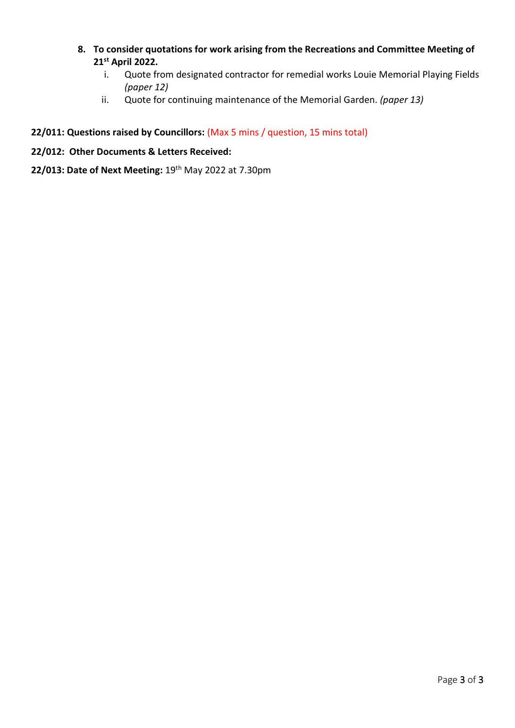8. **To consider quotations for work arising from the Recreations and Committee Meeting of 21st April 2022.**
   i. Quote from designated contractor for remedial works Louie Memorial Playing Fields *(paper 12)*
   ii. Quote for continuing maintenance of the Memorial Garden. *(paper 13)*

**22/011: Questions raised by Councillors:** (Max 5 mins / question, 15 mins total)

**22/012: Other Documents & Letters Received:**

**22/013: Date of Next Meeting:** 19th May 2022 at 7.30pm